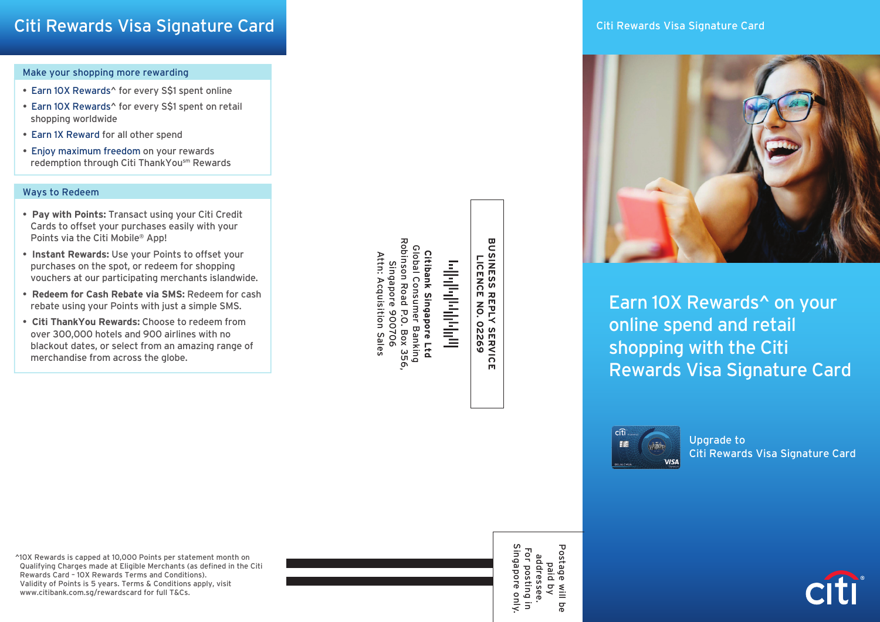# Citi Rewards Visa Signature Card

## Make your shopping more rewarding

- Earn 10X Rewards^ for every S$1 spent online
- Earn 10X Rewards^ for every S$1 spent on retail shopping worldwide
- Earn 1X Reward for all other spend
- Enjoy maximum freedom on your rewards redemption through Citi ThankYou℠ Rewards

## Ways to Redeem

- **Pay with Points:** Transact using your Citi Credit Cards to offset your purchases easily with your Points via the Citi Mobile® App!
- **Instant Rewards:** Use your Points to offset your purchases on the spot, or redeem for shopping vouchers at our participating merchants islandwide.
- **Redeem for Cash Rebate via SMS:** Redeem for cash rebate using your Points with just a simple SMS.
- **Citi ThankYou Rewards:** Choose to redeem from over 300,000 hotels and 900 airlines with no blackout dates, or select from an amazing range of merchandise from across the globe.

^10X Rewards is capped at 10,000 Points per statement month on Qualifying Charges made at Eligible Merchants (as defined in the Citi Rewards Card – 10X Rewards Terms and Conditions).
Validity of Points is 5 years. Terms & Conditions apply, visit www.citibank.com.sg/rewardscard for full T&Cs.

**BUSINESS REPLY SERVICE**
**LICENCE NO. 02269**

**Citibank Singapore Ltd**
Global Consumer Banking
Robinson Road P.O. Box 356,
Singapore 900706
Attn: Acquisition Sales

Postage will be paid by addressee.
For posting in Singapore only.

Citi Rewards Visa Signature Card

## Earn 10X Rewards^ on your online spend and retail shopping with the Citi Rewards Visa Signature Card

Upgrade to
Citi Rewards Visa Signature Card

citi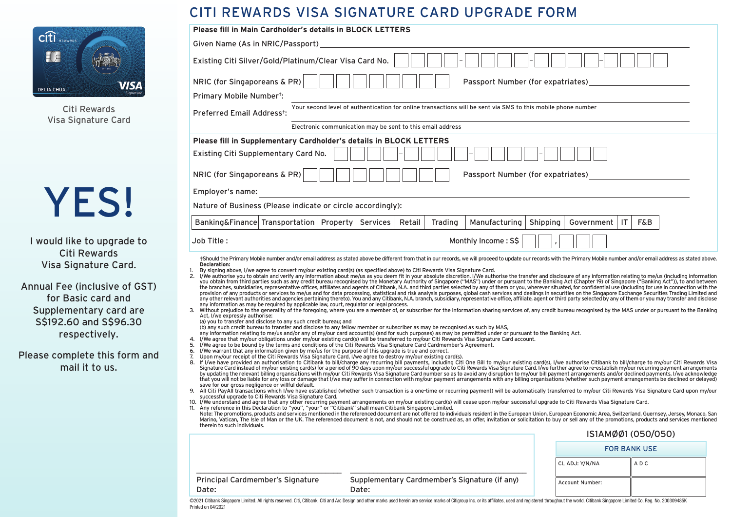Citi Rewards Visa Signature Card

# YES!

I would like to upgrade to Citi Rewards Visa Signature Card.

Annual Fee (inclusive of GST) for Basic card and Supplementary card are S$192.60 and S$96.30 respectively.

Please complete this form and mail it to us.

# CITI REWARDS VISA SIGNATURE CARD UPGRADE FORM

**Please fill in Main Cardholder's details in BLOCK LETTERS**

Given Name (As in NRIC/Passport) ____________________

Existing Citi Silver/Gold/Platinum/Clear Visa Card No. [ ][ ][ ][ ] - [ ][ ][ ][ ] - [ ][ ][ ][ ] - [ ][ ][ ][ ]

NRIC (for Singaporeans & PR) [ ][ ][ ][ ][ ][ ][ ][ ][ ]    Passport Number (for expatriates) ____________________

Primary Mobile Number†: ____________________

Your second level of authentication for online transactions will be sent via SMS to this mobile phone number

Preferred Email Address†: ____________________

Electronic communication may be sent to this email address

**Please fill in Supplementary Cardholder's details in BLOCK LETTERS**

Existing Citi Supplementary Card No. [ ][ ][ ][ ] - [ ][ ][ ][ ] - [ ][ ][ ][ ] - [ ][ ][ ][ ]

NRIC (for Singaporeans & PR) [ ][ ][ ][ ][ ][ ][ ][ ][ ]    Passport Number (for expatriates) ____________________

Employer's name: ____________________

Nature of Business (Please indicate or circle accordingly):

| Banking&Finance | Transportation | Property | Services | Retail | Trading | Manufacturing | Shipping | Government | IT | F&B |
|---|---|---|---|---|---|---|---|---|---|---|

Job Title : ____________________    Monthly Income : S$ [ ][ ] , [ ][ ][ ]

†Should the Primary Mobile number and/or email address as stated above be different from that in our records, we will proceed to update our records with the Primary Mobile number and/or email address as stated above.

**Declaration:**

1. By signing above, I/we agree to convert my/our existing card(s) (as specified above) to Citi Rewards Visa Signature Card.
2. I/We authorise you to obtain and verify any information about me/us as you deem fit in your absolute discretion. I/We authorise the transfer and disclosure of any information relating to me/us (including information you obtain from third parties such as any credit bureau recognised by the Monetary Authority of Singapore ("MAS") under or pursuant to the Banking Act (Chapter 19) of Singapore ("Banking Act")), to and between the branches, subsidiaries, representative offices, affiliates and agents of Citibank, N.A. and third parties selected by any of them or you, wherever situated, for confidential use (including for use in connection with the provision of any products or services to me/us and for data processing, statistical and risk analysis purposes, global cash services and dealings in securities on the Singapore Exchange Securities Trading Limited and any other relevant authorities and agencies pertaining thereto). You and any Citibank, N.A. branch, subsidiary, representative office, affiliate, agent or third party selected by any of them or you may transfer and disclose any information as may be required by applicable law, court, regulator or legal process.
3. Without prejudice to the generality of the foregoing, where you are a member of, or subscriber for the information sharing services of, any credit bureau recognised by the MAS under or pursuant to the Banking Act, I/we expressly authorise:
   (a) you to transfer and disclose to any such credit bureau; and
   (b) any such credit bureau to transfer and disclose to any fellow member or subscriber as may be recognised as such by MAS,
   any information relating to me/us and/or any of my/our card account(s) (and for such purposes) as may be permitted under or pursuant to the Banking Act.
4. I/We agree that my/our obligations under my/our existing card(s) will be transferred to my/our Citi Rewards Visa Signature Card account.
5. I/We agree to be bound by the terms and conditions of the Citi Rewards Visa Signature Card Cardmember's Agreement.
6. I/We warrant that any information given by me/us for the purpose of this upgrade is true and correct.
7. Upon my/our receipt of the Citi Rewards Visa Signature Card, I/we agree to destroy my/our existing card(s).
8. If I/we have provided an authorisation to Citibank to bill/charge any recurring bill payments, including Citi One Bill to my/our existing card(s), I/we authorise Citibank to bill/charge to my/our Citi Rewards Visa Signature Card instead of my/our existing card(s) for a period of 90 days upon my/our successful upgrade to Citi Rewards Visa Signature Card. I/We further agree to re-establish my/our recurring payment arrangements by updating the relevant billing organisations with my/our Citi Rewards Visa Signature Card number so as to avoid any disruption to my/our bill payment arrangements and/or declined payments. I/we acknowledge that you will not be liable for any loss or damage that I/we may suffer in connection with my/our payment arrangements with any billing organisations (whether such payment arrangements be declined or delayed) save for our gross negligence or willful default.
9. All Citi PayAll transactions which I/we have established (whether such transaction is a one-time or recurring payment) will be automatically transferred to my/our Citi Rewards Visa Signature Card upon my/our successful upgrade to Citi Rewards Visa Signature Card.
10. I/We understand and agree that any other recurring payment arrangements on my/our existing card(s) will cease upon my/our successful upgrade to Citi Rewards Visa Signature Card.
11. Any reference in this Declaration to "you", "your" or "Citibank" shall mean Citibank Singapore Limited.

Note: The promotions, products and services mentioned in the referenced document are not offered to individuals resident in the European Union, European Economic Area, Switzerland, Guernsey, Jersey, Monaco, San Marino, Vatican, The Isle of Man or the UK. The referenced document is not, and should not be construed as, an offer, invitation or solicitation to buy or sell any of the promotions, products and services mentioned therein to such individuals.

Principal Cardmember's Signature ____________________
Date:

Supplementary Cardmember's Signature (if any) ____________________
Date:

IS1AMØØ1 (050/050)

| FOR BANK USE | |
|---|---|
| CL ADJ: Y/N/NA | A D C |
| Account Number: | |

©2021 Citibank Singapore Limited. All rights reserved. Citi, Citibank, Citi and Arc Design and other marks used herein are service marks of Citigroup Inc. or its affiliates, used and registered throughout the world. Citibank Singapore Limited Co. Reg. No. 200309485K

Printed on 04/2021